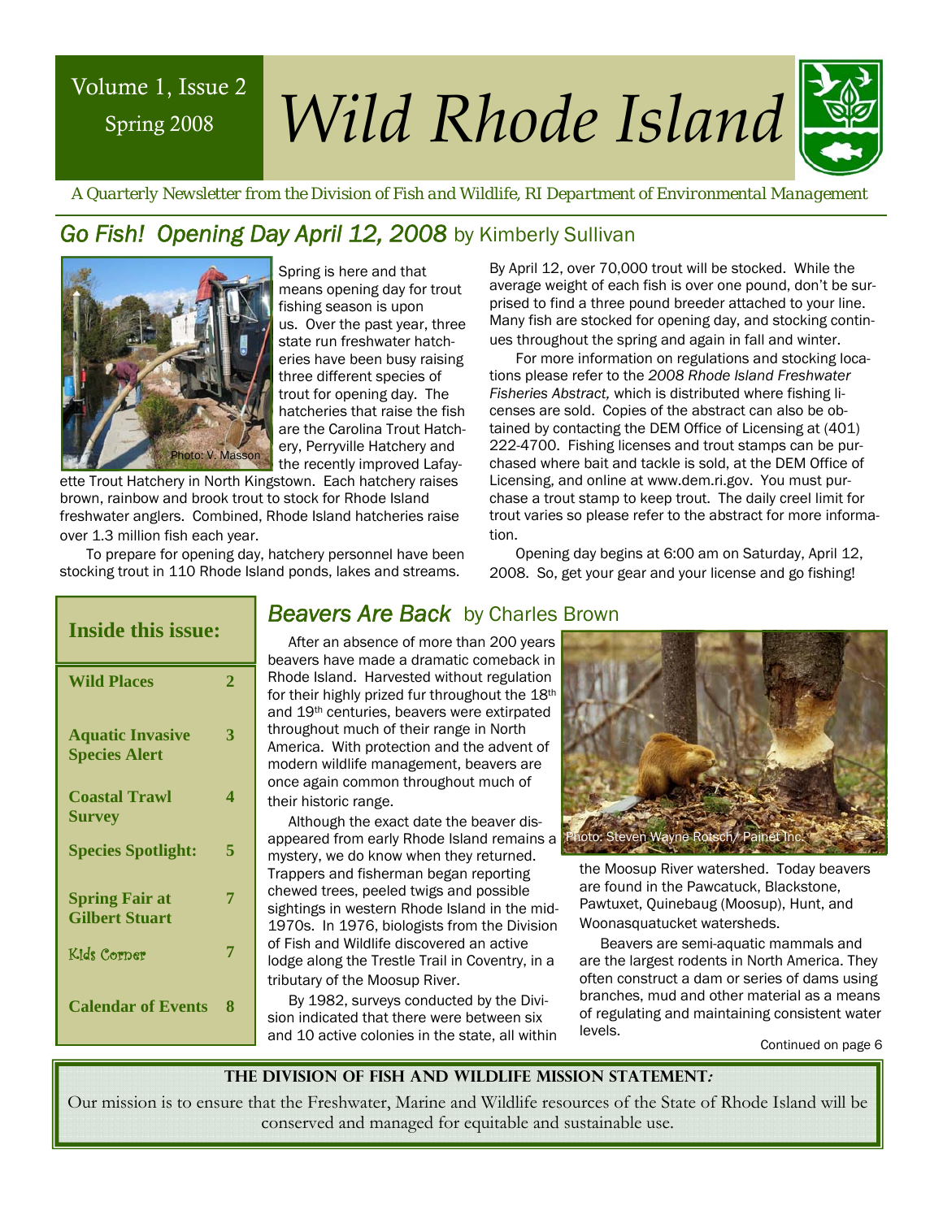Volume 1, Issue 2

Spring 2008

# Wild Rhode Island

*A Quarterly Newsletter from the Division of Fish and Wildlife, RI Department of Environmental Management*

## *Go Fish! Opening Day April 12, 2008* by Kimberly Sullivan

Photo: V. Masson

Spring is here and that means opening day for trout fishing season is upon us. Over the past year, three state run freshwater hatcheries have been busy raising three different species of trout for opening day. The hatcheries that raise the fish are the Carolina Trout Hatchery, Perryville Hatchery and the recently improved Lafayette Trout Hatchery in North Kingstown. Each hatchery raises brown, rainbow and brook trout to stock for Rhode Island freshwater anglers. Combined, Rhode Island hatcheries raise over 1.3 million fish each year.

To prepare for opening day, hatchery personnel have been stocking trout in 110 Rhode Island ponds, lakes and streams. By April 12, over 70,000 trout will be stocked. While the average weight of each fish is over one pound, don't be surprised to find a three pound breeder attached to your line. Many fish are stocked for opening day, and stocking continues throughout the spring and again in fall and winter.

For more information on regulations and stocking locations please refer to the *2008 Rhode Island Freshwater Fisheries Abstract,* which is distributed where fishing licenses are sold. Copies of the abstract can also be obtained by contacting the DEM Office of Licensing at (401) 222-4700. Fishing licenses and trout stamps can be purchased where bait and tackle is sold, at the DEM Office of Licensing, and online at www.dem.ri.gov. You must purchase a trout stamp to keep trout. The daily creel limit for trout varies so please refer to the abstract for more information.

Opening day begins at 6:00 am on Saturday, April 12, 2008. So, get your gear and your license and go fishing!

**Inside this issue:**

| | |
|---|---|
| **Wild Places** | **2** |
| **Aquatic Invasive Species Alert** | **3** |
| **Coastal Trawl Survey** | **4** |
| **Species Spotlight:** | **5** |
| **Spring Fair at Gilbert Stuart** | **7** |
| Kids Corner | **7** |
| **Calendar of Events** | **8** |

## *Beavers Are Back* by Charles Brown

After an absence of more than 200 years beavers have made a dramatic comeback in Rhode Island. Harvested without regulation for their highly prized fur throughout the 18th and 19th centuries, beavers were extirpated throughout much of their range in North America. With protection and the advent of modern wildlife management, beavers are once again common throughout much of their historic range.

Although the exact date the beaver disappeared from early Rhode Island remains a mystery, we do know when they returned. Trappers and fisherman began reporting chewed trees, peeled twigs and possible sightings in western Rhode Island in the mid-1970s. In 1976, biologists from the Division of Fish and Wildlife discovered an active lodge along the Trestle Trail in Coventry, in a tributary of the Moosup River.

By 1982, surveys conducted by the Division indicated that there were between six and 10 active colonies in the state, all within the Moosup River watershed. Today beavers are found in the Pawcatuck, Blackstone, Pawtuxet, Quinebaug (Moosup), Hunt, and Woonasquatucket watersheds.

Photo: Steven Wayne Rotsch/ Painet Inc.

Beavers are semi-aquatic mammals and are the largest rodents in North America. They often construct a dam or series of dams using branches, mud and other material as a means of regulating and maintaining consistent water levels.

Continued on page 6

**THE DIVISION OF FISH AND WILDLIFE MISSION STATEMENT:**

Our mission is to ensure that the Freshwater, Marine and Wildlife resources of the State of Rhode Island will be conserved and managed for equitable and sustainable use.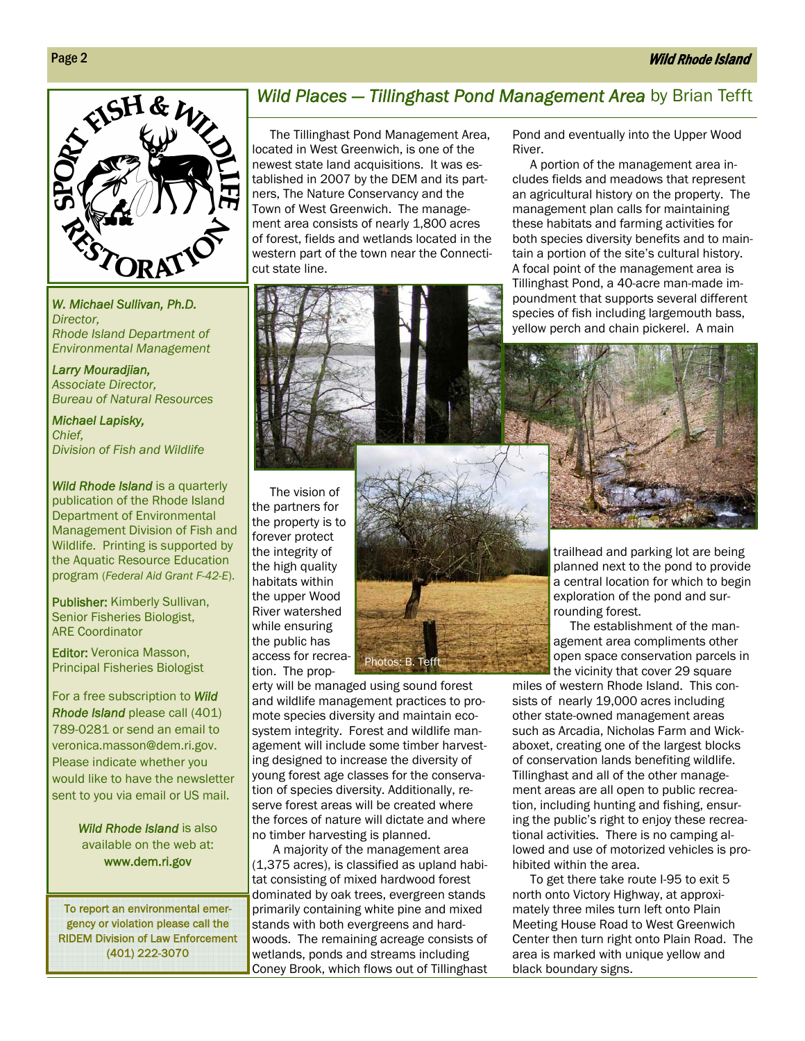*W. Michael Sullivan, Ph.D.*
*Director,*
*Rhode Island Department of Environmental Management*

*Larry Mouradjian,*
*Associate Director,*
*Bureau of Natural Resources*

*Michael Lapisky,*
*Chief,*
*Division of Fish and Wildlife*

***Wild Rhode Island*** is a quarterly publication of the Rhode Island Department of Environmental Management Division of Fish and Wildlife. Printing is supported by the Aquatic Resource Education program (*Federal Aid Grant F-42-E*).

**Publisher:** Kimberly Sullivan, Senior Fisheries Biologist, ARE Coordinator

**Editor:** Veronica Masson, Principal Fisheries Biologist

For a free subscription to ***Wild Rhode Island*** please call (401) 789-0281 or send an email to veronica.masson@dem.ri.gov. Please indicate whether you would like to have the newsletter sent to you via email or US mail.

***Wild Rhode Island*** is also available on the web at: **www.dem.ri.gov**

**To report an environmental emergency or violation please call the RIDEM Division of Law Enforcement (401) 222-3070**

## *Wild Places — Tillinghast Pond Management Area* by Brian Tefft

The Tillinghast Pond Management Area, located in West Greenwich, is one of the newest state land acquisitions. It was established in 2007 by the DEM and its partners, The Nature Conservancy and the Town of West Greenwich. The management area consists of nearly 1,800 acres of forest, fields and wetlands located in the western part of the town near the Connecticut state line.

The vision of the partners for the property is to forever protect the integrity of the high quality habitats within the upper Wood River watershed while ensuring the public has access for recreation. The property will be managed using sound forest and wildlife management practices to promote species diversity and maintain ecosystem integrity. Forest and wildlife management will include some timber harvesting designed to increase the diversity of young forest age classes for the conservation of species diversity. Additionally, reserve forest areas will be created where the forces of nature will dictate and where no timber harvesting is planned.

A majority of the management area (1,375 acres), is classified as upland habitat consisting of mixed hardwood forest dominated by oak trees, evergreen stands primarily containing white pine and mixed stands with both evergreens and hardwoods. The remaining acreage consists of wetlands, ponds and streams including Coney Brook, which flows out of Tillinghast Pond and eventually into the Upper Wood River.

A portion of the management area includes fields and meadows that represent an agricultural history on the property. The management plan calls for maintaining these habitats and farming activities for both species diversity benefits and to maintain a portion of the site's cultural history. A focal point of the management area is Tillinghast Pond, a 40-acre man-made impoundment that supports several different species of fish including largemouth bass, yellow perch and chain pickerel. A main trailhead and parking lot are being planned next to the pond to provide a central location for which to begin exploration of the pond and surrounding forest.

Photos: B. Tefft

The establishment of the management area compliments other open space conservation parcels in the vicinity that cover 29 square miles of western Rhode Island. This consists of nearly 19,000 acres including other state-owned management areas such as Arcadia, Nicholas Farm and Wickaboxet, creating one of the largest blocks of conservation lands benefiting wildlife. Tillinghast and all of the other management areas are all open to public recreation, including hunting and fishing, ensuring the public's right to enjoy these recreational activities. There is no camping allowed and use of motorized vehicles is prohibited within the area.

To get there take route I-95 to exit 5 north onto Victory Highway, at approximately three miles turn left onto Plain Meeting House Road to West Greenwich Center then turn right onto Plain Road. The area is marked with unique yellow and black boundary signs.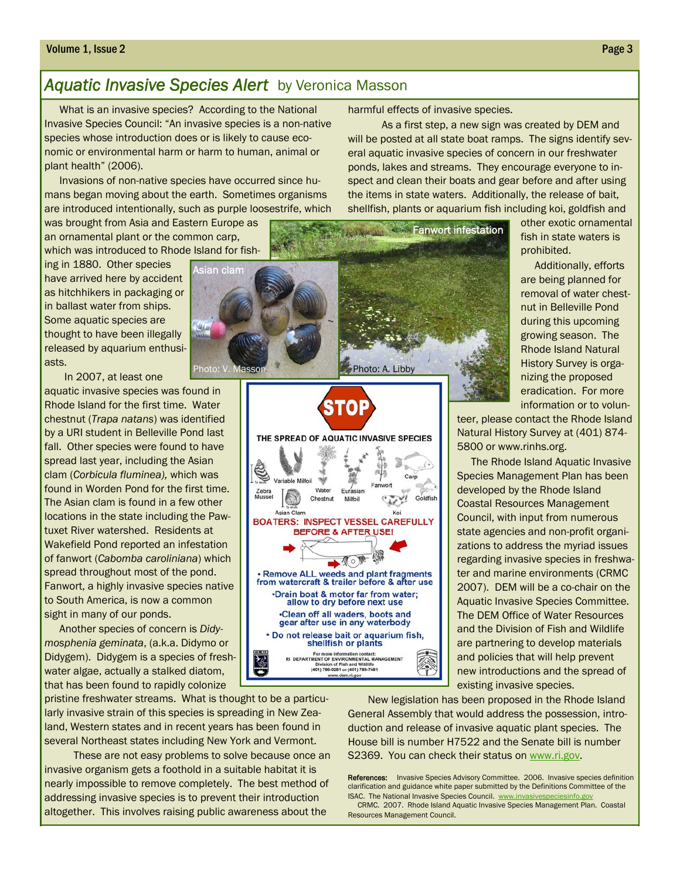## *Aquatic Invasive Species Alert* by Veronica Masson

What is an invasive species? According to the National Invasive Species Council: "An invasive species is a non-native species whose introduction does or is likely to cause economic or environmental harm or harm to human, animal or plant health" (2006).

Invasions of non-native species have occurred since humans began moving about the earth. Sometimes organisms are introduced intentionally, such as purple loosestrife, which was brought from Asia and Eastern Europe as an ornamental plant or the common carp, which was introduced to Rhode Island for fishing in 1880. Other species have arrived here by accident as hitchhikers in packaging or in ballast water from ships. Some aquatic species are thought to have been illegally released by aquarium enthusiasts.

In 2007, at least one aquatic invasive species was found in Rhode Island for the first time. Water chestnut (*Trapa natans*) was identified by a URI student in Belleville Pond last fall. Other species were found to have spread last year, including the Asian clam (*Corbicula fluminea),* which was found in Worden Pond for the first time. The Asian clam is found in a few other locations in the state including the Pawtuxet River watershed. Residents at Wakefield Pond reported an infestation of fanwort (*Cabomba caroliniana*) which spread throughout most of the pond. Fanwort, a highly invasive species native to South America, is now a common sight in many of our ponds.

Another species of concern is *Didymosphenia geminata*, (a.k.a. Didymo or Didygem). Didygem is a species of freshwater algae, actually a stalked diatom, that has been found to rapidly colonize pristine freshwater streams. What is thought to be a particularly invasive strain of this species is spreading in New Zealand, Western states and in recent years has been found in several Northeast states including New York and Vermont.

These are not easy problems to solve because once an invasive organism gets a foothold in a suitable habitat it is nearly impossible to remove completely. The best method of addressing invasive species is to prevent their introduction altogether. This involves raising public awareness about the harmful effects of invasive species.

As a first step, a new sign was created by DEM and will be posted at all state boat ramps. The signs identify several aquatic invasive species of concern in our freshwater ponds, lakes and streams. They encourage everyone to inspect and clean their boats and gear before and after using the items in state waters. Additionally, the release of bait, shellfish, plants or aquarium fish including koi, goldfish and other exotic ornamental fish in state waters is prohibited.

Additionally, efforts are being planned for removal of water chestnut in Belleville Pond during this upcoming growing season. The Rhode Island Natural History Survey is organizing the proposed eradication. For more information or to volunteer, please contact the Rhode Island Natural History Survey at (401) 874-5800 or www.rinhs.org.

The Rhode Island Aquatic Invasive Species Management Plan has been developed by the Rhode Island Coastal Resources Management Council, with input from numerous state agencies and non-profit organizations to address the myriad issues regarding invasive species in freshwater and marine environments (CRMC 2007). DEM will be a co-chair on the Aquatic Invasive Species Committee. The DEM Office of Water Resources and the Division of Fish and Wildlife are partnering to develop materials and policies that will help prevent new introductions and the spread of existing invasive species.

New legislation has been proposed in the Rhode Island General Assembly that would address the possession, introduction and release of invasive aquatic plant species. The House bill is number H7522 and the Senate bill is number S2369. You can check their status on www.ri.gov.

Asian clam — Photo: V. Masson

Fanwort infestation — Photo: A. Libby

STOP

THE SPREAD OF AQUATIC INVASIVE SPECIES

Zebra Mussel · Variable Milfoil · Water Chestnut · Eurasian Milfoil · Fanwort · Carp · Goldfish · Koi · Asian Clam

BOATERS: INSPECT VESSEL CAREFULLY BEFORE & AFTER USE!

- Remove ALL weeds and plant fragments from watercraft & trailer before & after use
- Drain boat & motor far from water; allow to dry before next use
- Clean off all waders, boots and gear after use in any waterbody
- Do not release bait or aquarium fish, shellfish or plants

For more information contact: RI DEPARTMENT OF ENVIRONMENTAL MANAGEMENT Division of Fish and Wildlife (401) 789-0281 or (401) 789-7481 www.dem.ri.gov

**References:** Invasive Species Advisory Committee. 2006. Invasive species definition clarification and guidance white paper submitted by the Definitions Committee of the ISAC. The National Invasive Species Council. www.invasivespeciesinfo.gov

CRMC. 2007. Rhode Island Aquatic Invasive Species Management Plan. Coastal Resources Management Council.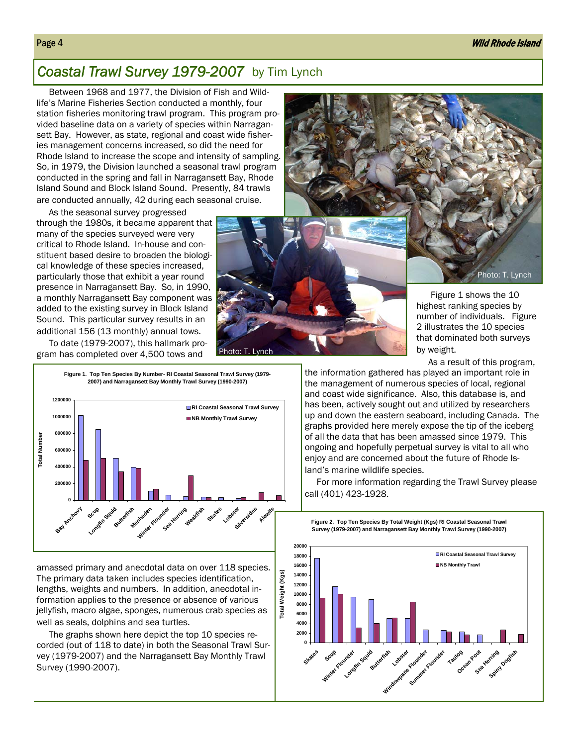## *Coastal Trawl Survey 1979-2007* by Tim Lynch

Between 1968 and 1977, the Division of Fish and Wildlife's Marine Fisheries Section conducted a monthly, four station fisheries monitoring trawl program. This program provided baseline data on a variety of species within Narragansett Bay. However, as state, regional and coast wide fisheries management concerns increased, so did the need for Rhode Island to increase the scope and intensity of sampling. So, in 1979, the Division launched a seasonal trawl program conducted in the spring and fall in Narragansett Bay, Rhode Island Sound and Block Island Sound. Presently, 84 trawls are conducted annually, 42 during each seasonal cruise.

As the seasonal survey progressed through the 1980s, it became apparent that many of the species surveyed were very critical to Rhode Island. In-house and constituent based desire to broaden the biological knowledge of these species increased, particularly those that exhibit a year round presence in Narragansett Bay. So, in 1990, a monthly Narragansett Bay component was added to the existing survey in Block Island Sound. This particular survey results in an additional 156 (13 monthly) annual tows.

To date (1979-2007), this hallmark program has completed over 4,500 tows and amassed primary and anecdotal data on over 118 species. The primary data taken includes species identification, lengths, weights and numbers. In addition, anecdotal information applies to the presence or absence of various jellyfish, macro algae, sponges, numerous crab species as well as seals, dolphins and sea turtles.

The graphs shown here depict the top 10 species recorded (out of 118 to date) in both the Seasonal Trawl Survey (1979-2007) and the Narragansett Bay Monthly Trawl Survey (1990-2007).

Photo: T. Lynch

Photo: T. Lynch

Figure 1 shows the 10 highest ranking species by number of individuals. Figure 2 illustrates the 10 species that dominated both surveys by weight.

As a result of this program, the information gathered has played an important role in the management of numerous species of local, regional and coast wide significance. Also, this database is, and has been, actively sought out and utilized by researchers up and down the eastern seaboard, including Canada. The graphs provided here merely expose the tip of the iceberg of all the data that has been amassed since 1979. This ongoing and hopefully perpetual survey is vital to all who enjoy and are concerned about the future of Rhode Island's marine wildlife species.

For more information regarding the Trawl Survey please call (401) 423-1928.

**Figure 1. Top Ten Species By Number- RI Coastal Seasonal Trawl Survey (1979-2007) and Narragansett Bay Monthly Trawl Survey (1990-2007)**

Total Number

0
200000
400000
600000
800000
1000000
1200000

RI Coastal Seasonal Trawl Survey
NB Monthly Trawl Survey

Bay Anchovy, Scup, Longfin Squid, Butterfish, Menhaden, Winter Flounder, Sea Herring, Weakfish, Skates, Lobster, Silversides, Alewife

**Figure 2. Top Ten Species By Total Weight (Kgs) RI Coastal Seasonal Trawl Survey (1979-2007) and Narragansett Bay Monthly Trawl Survey (1990-2007)**

Total Weight (Kgs)

0
2000
4000
6000
8000
10000
12000
14000
16000
18000
20000

RI Coastal Seasonal Trawl Survey
NB Monthly Trawl

Skates, Scup, Winter Flounder, Longfin Squid, Butterfish, Lobster, Windowpane Flounder, Summer Flounder, Tautog, Ocean Pout, Sea Herring, Spiny Dogfish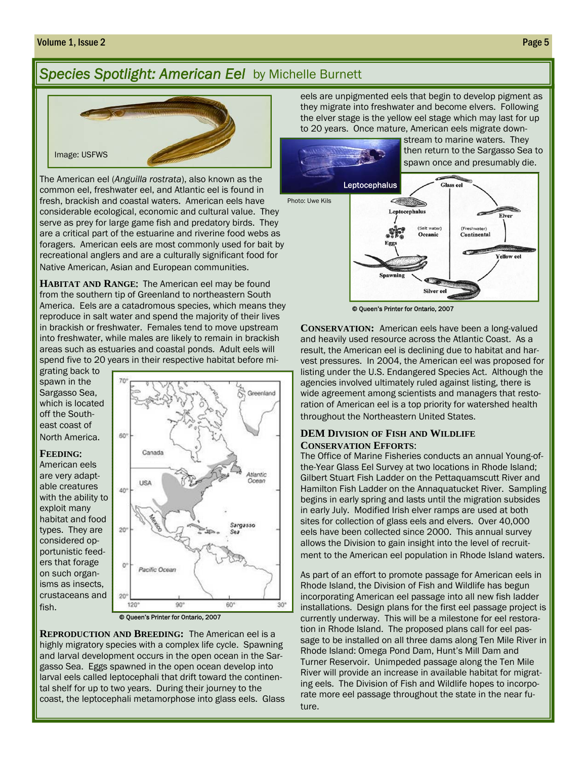## *Species Spotlight: American Eel* by Michelle Burnett

Image: USFWS

The American eel (*Anguilla rostrata*), also known as the common eel, freshwater eel, and Atlantic eel is found in fresh, brackish and coastal waters. American eels have considerable ecological, economic and cultural value. They serve as prey for large game fish and predatory birds. They are a critical part of the estuarine and riverine food webs as foragers. American eels are most commonly used for bait by recreational anglers and are a culturally significant food for Native American, Asian and European communities.

**HABITAT AND RANGE:** The American eel may be found from the southern tip of Greenland to northeastern South America. Eels are a catadromous species, which means they reproduce in salt water and spend the majority of their lives in brackish or freshwater. Females tend to move upstream into freshwater, while males are likely to remain in brackish areas such as estuaries and coastal ponds. Adult eels will spend five to 20 years in their respective habitat before migrating back to spawn in the Sargasso Sea, which is located off the Southeast coast of North America.

70°
60°
40°
20°
0°
20°
120°
90°
60°
30°
Greenland
Canada
USA
Atlantic Ocean
Mexico
Sargasso Sea
Pacific Ocean

© Queen's Printer for Ontario, 2007

**FEEDING:** American eels are very adaptable creatures with the ability to exploit many habitat and food types. They are considered opportunistic feeders that forage on such organisms as insects, crustaceans and fish.

**REPRODUCTION AND BREEDING:** The American eel is a highly migratory species with a complex life cycle. Spawning and larval development occurs in the open ocean in the Sargasso Sea. Eggs spawned in the open ocean develop into larval eels called leptocephali that drift toward the continental shelf for up to two years. During their journey to the coast, the leptocephali metamorphose into glass eels. Glass eels are unpigmented eels that begin to develop pigment as they migrate into freshwater and become elvers. Following the elver stage is the yellow eel stage which may last for up to 20 years. Once mature, American eels migrate downstream to marine waters. They then return to the Sargasso Sea to spawn once and presumably die.

Leptocephalus

Photo: Uwe Kils

Glass eel
Leptocephalus
Elver
(Salt water) Oceanic
(Freshwater) Continental
Eggs
Yellow eel
Spawning
Silver eel

© Queen's Printer for Ontario, 2007

**CONSERVATION:** American eels have been a long-valued and heavily used resource across the Atlantic Coast. As a result, the American eel is declining due to habitat and harvest pressures. In 2004, the American eel was proposed for listing under the U.S. Endangered Species Act. Although the agencies involved ultimately ruled against listing, there is wide agreement among scientists and managers that restoration of American eel is a top priority for watershed health throughout the Northeastern United States.

**DEM DIVISION OF FISH AND WILDLIFE CONSERVATION EFFORTS:**
The Office of Marine Fisheries conducts an annual Young-of-the-Year Glass Eel Survey at two locations in Rhode Island; Gilbert Stuart Fish Ladder on the Pettaquamscutt River and Hamilton Fish Ladder on the Annaquatucket River. Sampling begins in early spring and lasts until the migration subsides in early July. Modified Irish elver ramps are used at both sites for collection of glass eels and elvers. Over 40,000 eels have been collected since 2000. This annual survey allows the Division to gain insight into the level of recruitment to the American eel population in Rhode Island waters.

As part of an effort to promote passage for American eels in Rhode Island, the Division of Fish and Wildlife has begun incorporating American eel passage into all new fish ladder installations. Design plans for the first eel passage project is currently underway. This will be a milestone for eel restoration in Rhode Island. The proposed plans call for eel passage to be installed on all three dams along Ten Mile River in Rhode Island: Omega Pond Dam, Hunt's Mill Dam and Turner Reservoir. Unimpeded passage along the Ten Mile River will provide an increase in available habitat for migrating eels. The Division of Fish and Wildlife hopes to incorporate more eel passage throughout the state in the near future.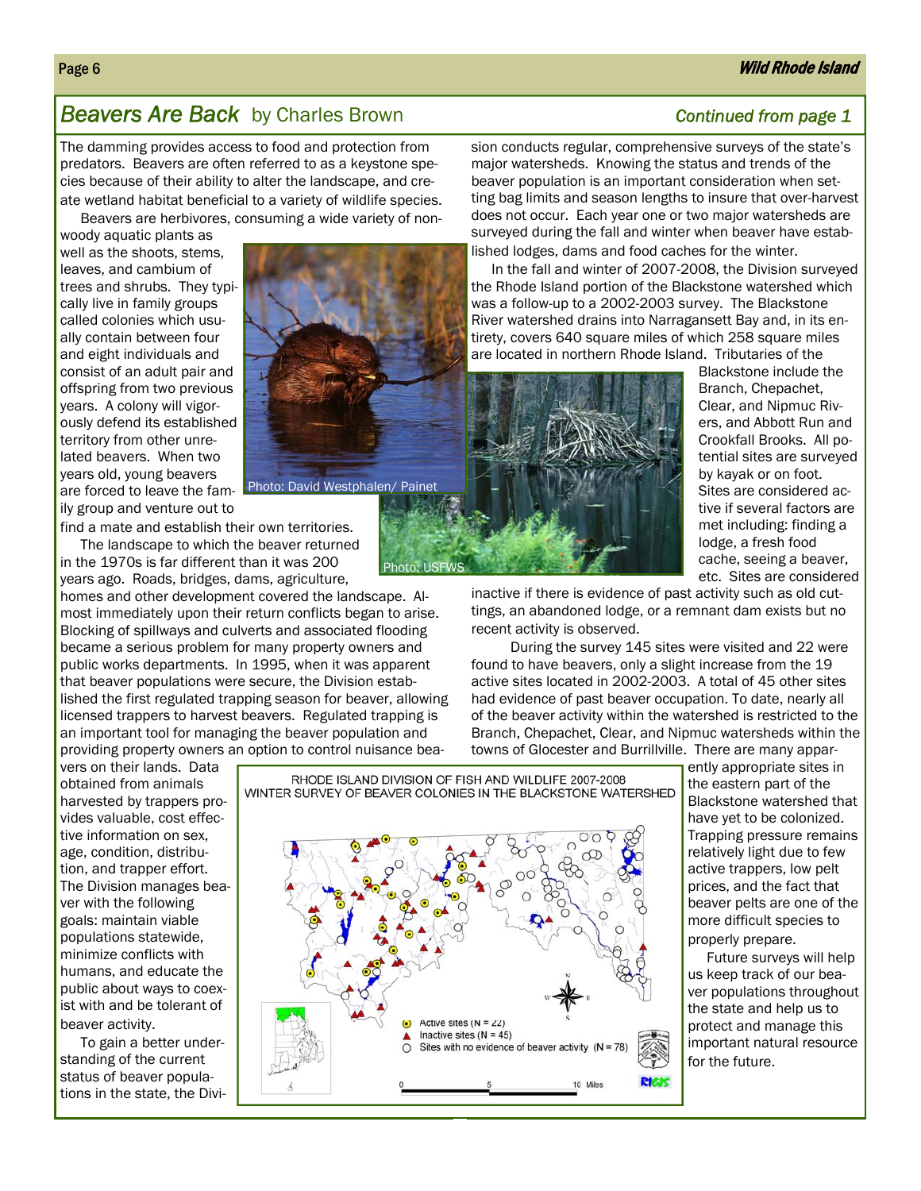## *Beavers Are Back* by Charles Brown

*Continued from page 1*

The damming provides access to food and protection from predators. Beavers are often referred to as a keystone species because of their ability to alter the landscape, and create wetland habitat beneficial to a variety of wildlife species.

Beavers are herbivores, consuming a wide variety of non-woody aquatic plants as well as the shoots, stems, leaves, and cambium of trees and shrubs. They typically live in family groups called colonies which usually contain between four and eight individuals and consist of an adult pair and offspring from two previous years. A colony will vigorously defend its established territory from other unrelated beavers. When two years old, young beavers are forced to leave the family group and venture out to find a mate and establish their own territories.

Photo: David Westphalen/ Painet

The landscape to which the beaver returned in the 1970s is far different than it was 200 years ago. Roads, bridges, dams, agriculture, homes and other development covered the landscape. Almost immediately upon their return conflicts began to arise. Blocking of spillways and culverts and associated flooding became a serious problem for many property owners and public works departments. In 1995, when it was apparent that beaver populations were secure, the Division established the first regulated trapping season for beaver, allowing licensed trappers to harvest beavers. Regulated trapping is an important tool for managing the beaver population and providing property owners an option to control nuisance beavers on their lands. Data obtained from animals harvested by trappers provides valuable, cost effective information on sex, age, condition, distribution, and trapper effort. The Division manages beaver with the following goals: maintain viable populations statewide, minimize conflicts with humans, and educate the public about ways to coexist with and be tolerant of beaver activity.

To gain a better understanding of the current status of beaver populations in the state, the Division conducts regular, comprehensive surveys of the state's major watersheds. Knowing the status and trends of the beaver population is an important consideration when setting bag limits and season lengths to insure that over-harvest does not occur. Each year one or two major watersheds are surveyed during the fall and winter when beaver have established lodges, dams and food caches for the winter.

In the fall and winter of 2007-2008, the Division surveyed the Rhode Island portion of the Blackstone watershed which was a follow-up to a 2002-2003 survey. The Blackstone River watershed drains into Narragansett Bay and, in its entirety, covers 640 square miles of which 258 square miles are located in northern Rhode Island. Tributaries of the Blackstone include the Branch, Chepachet, Clear, and Nipmuc Rivers, and Abbott Run and Crookfall Brooks. All potential sites are surveyed by kayak or on foot. Sites are considered active if several factors are met including: finding a lodge, a fresh food cache, seeing a beaver, etc. Sites are considered inactive if there is evidence of past activity such as old cuttings, an abandoned lodge, or a remnant dam exists but no recent activity is observed.

Photo: USFWS

During the survey 145 sites were visited and 22 were found to have beavers, only a slight increase from the 19 active sites located in 2002-2003. A total of 45 other sites had evidence of past beaver occupation. To date, nearly all of the beaver activity within the watershed is restricted to the Branch, Chepachet, Clear, and Nipmuc watersheds within the towns of Glocester and Burrillville. There are many apparently appropriate sites in the eastern part of the Blackstone watershed that have yet to be colonized. Trapping pressure remains relatively light due to few active trappers, low pelt prices, and the fact that beaver pelts are one of the more difficult species to properly prepare.

RHODE ISLAND DIVISION OF FISH AND WILDLIFE 2007-2008
WINTER SURVEY OF BEAVER COLONIES IN THE BLACKSTONE WATERSHED

Active sites (N = 22)
Inactive sites (N = 45)
Sites with no evidence of beaver activity (N = 78)

0 5 10 Miles

RIGIS

Future surveys will help us keep track of our beaver populations throughout the state and help us to protect and manage this important natural resource for the future.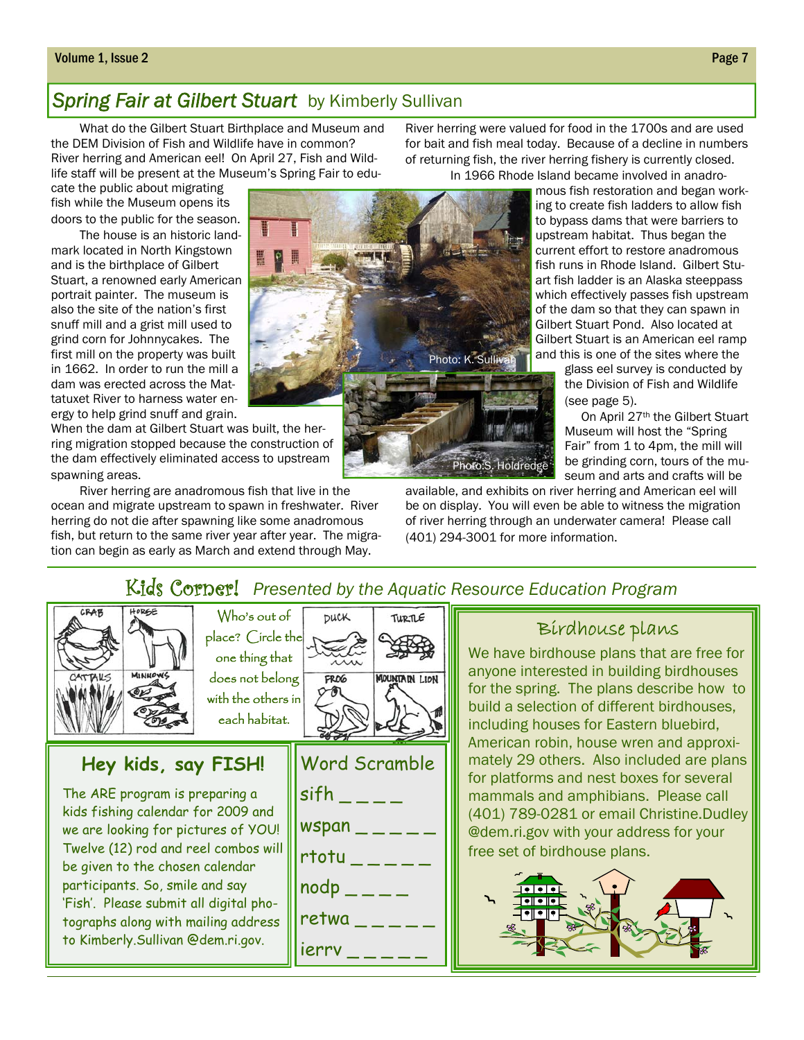## *Spring Fair at Gilbert Stuart* by Kimberly Sullivan

What do the Gilbert Stuart Birthplace and Museum and the DEM Division of Fish and Wildlife have in common? River herring and American eel! On April 27, Fish and Wildlife staff will be present at the Museum's Spring Fair to educate the public about migrating fish while the Museum opens its doors to the public for the season.

The house is an historic landmark located in North Kingstown and is the birthplace of Gilbert Stuart, a renowned early American portrait painter. The museum is also the site of the nation's first snuff mill and a grist mill used to grind corn for Johnnycakes. The first mill on the property was built in 1662. In order to run the mill a dam was erected across the Mattatuxet River to harness water energy to help grind snuff and grain. When the dam at Gilbert Stuart was built, the herring migration stopped because the construction of the dam effectively eliminated access to upstream spawning areas.

River herring are anadromous fish that live in the ocean and migrate upstream to spawn in freshwater. River herring do not die after spawning like some anadromous fish, but return to the same river year after year. The migration can begin as early as March and extend through May.

Photo: K. Sullivan

Photo:S. Holdredge

River herring were valued for food in the 1700s and are used for bait and fish meal today. Because of a decline in numbers of returning fish, the river herring fishery is currently closed.

In 1966 Rhode Island became involved in anadromous fish restoration and began working to create fish ladders to allow fish to bypass dams that were barriers to upstream habitat. Thus began the current effort to restore anadromous fish runs in Rhode Island. Gilbert Stuart fish ladder is an Alaska steeppass which effectively passes fish upstream of the dam so that they can spawn in Gilbert Stuart Pond. Also located at Gilbert Stuart is an American eel ramp and this is one of the sites where the glass eel survey is conducted by the Division of Fish and Wildlife (see page 5).

On April 27th the Gilbert Stuart Museum will host the "Spring Fair" from 1 to 4pm, the mill will be grinding corn, tours of the museum and arts and crafts will be available, and exhibits on river herring and American eel will be on display. You will even be able to witness the migration of river herring through an underwater camera! Please call (401) 294-3001 for more information.

## Kids Corner! *Presented by the Aquatic Resource Education Program*

Who's out of place? Circle the one thing that does not belong with the others in each habitat.

CRAB, HORSE, CATTAILS, MINNOWS

DUCK, TURTLE, FROG, MOUNTAIN LION

### Hey kids, say FISH!

The ARE program is preparing a kids fishing calendar for 2009 and we are looking for pictures of YOU! Twelve (12) rod and reel combos will be given to the chosen calendar participants. So, smile and say 'Fish'. Please submit all digital photographs along with mailing address to Kimberly.Sullivan @dem.ri.gov.

### Word Scramble

sifh _ _ _ _

wspan _ _ _ _ _

rtotu _ _ _ _ _

nodp _ _ _ _

retwa _ _ _ _ _

ierrv _ _ _ _ _

### Birdhouse plans

We have birdhouse plans that are free for anyone interested in building birdhouses for the spring. The plans describe how to build a selection of different birdhouses, including houses for Eastern bluebird, American robin, house wren and approximately 29 others. Also included are plans for platforms and nest boxes for several mammals and amphibians. Please call (401) 789-0281 or email Christine.Dudley @dem.ri.gov with your address for your free set of birdhouse plans.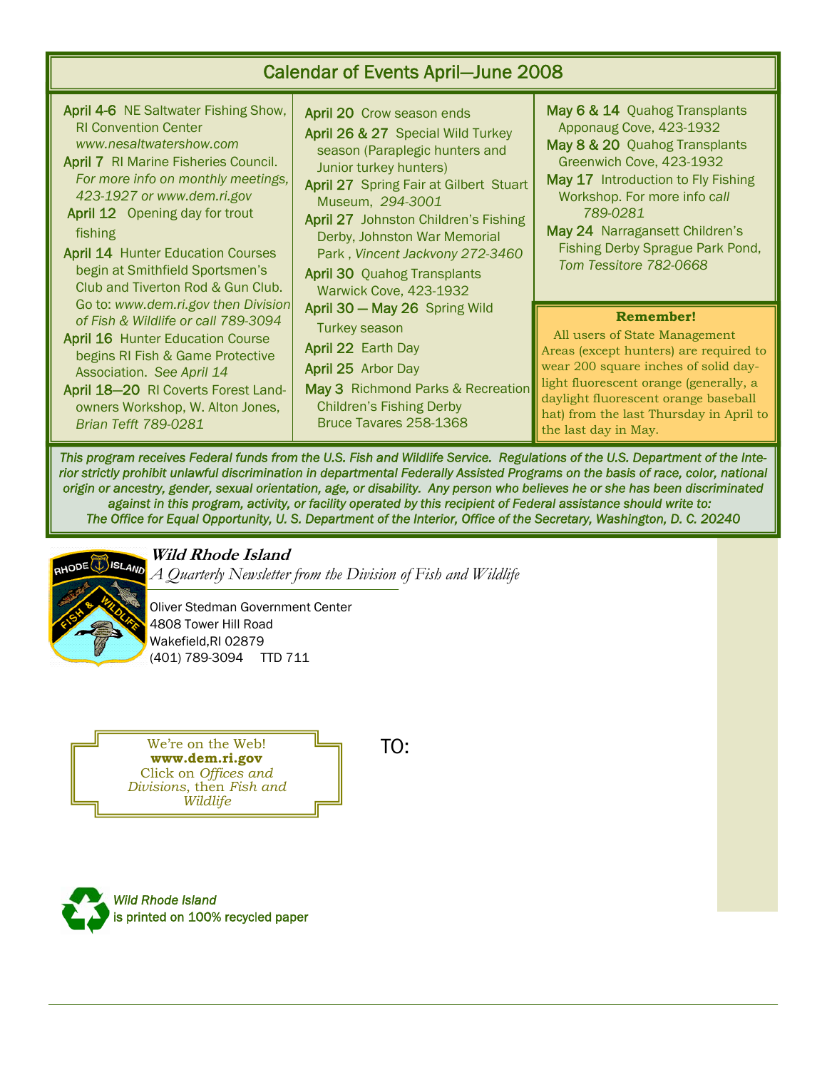## Calendar of Events April—June 2008

**April 4-6** NE Saltwater Fishing Show, RI Convention Center *www.nesaltwatershow.com*

**April 7** RI Marine Fisheries Council. *For more info on monthly meetings, 423-1927 or www.dem.ri.gov*

**April 12** Opening day for trout fishing

**April 14** Hunter Education Courses begin at Smithfield Sportsmen's Club and Tiverton Rod & Gun Club. Go to: *www.dem.ri.gov then Division of Fish & Wildlife or call 789-3094*

**April 16** Hunter Education Course begins RI Fish & Game Protective Association. *See April 14*

**April 18—20** RI Coverts Forest Landowners Workshop, W. Alton Jones, *Brian Tefft 789-0281*

**April 20** Crow season ends

**April 26 & 27** Special Wild Turkey season (Paraplegic hunters and Junior turkey hunters)

**April 27** Spring Fair at Gilbert Stuart Museum, *294-3001*

**April 27** Johnston Children's Fishing Derby, Johnston War Memorial Park , *Vincent Jackvony 272-3460*

**April 30** Quahog Transplants Warwick Cove, 423-1932

**April 30 — May 26** Spring Wild Turkey season

**April 22** Earth Day

**April 25** Arbor Day

**May 3** Richmond Parks & Recreation Children's Fishing Derby Bruce Tavares 258-1368

**May 6 & 14** Quahog Transplants Apponaug Cove, 423-1932

**May 8 & 20** Quahog Transplants Greenwich Cove, 423-1932

**May 17** Introduction to Fly Fishing Workshop. For more info *call 789-0281*

**May 24** Narragansett Children's Fishing Derby Sprague Park Pond, *Tom Tessitore 782-0668*

**Remember!**

All users of State Management Areas (except hunters) are required to wear 200 square inches of solid daylight fluorescent orange (generally, a daylight fluorescent orange baseball hat) from the last Thursday in April to the last day in May.

*This program receives Federal funds from the U.S. Fish and Wildlife Service. Regulations of the U.S. Department of the Interior strictly prohibit unlawful discrimination in departmental Federally Assisted Programs on the basis of race, color, national origin or ancestry, gender, sexual orientation, age, or disability. Any person who believes he or she has been discriminated against in this program, activity, or facility operated by this recipient of Federal assistance should write to: The Office for Equal Opportunity, U. S. Department of the Interior, Office of the Secretary, Washington, D. C. 20240*

**Wild Rhode Island**

*A Quarterly Newsletter from the Division of Fish and Wildlife*

Oliver Stedman Government Center
4808 Tower Hill Road
Wakefield,RI 02879
(401) 789-3094 TTD 711

We're on the Web!
**www.dem.ri.gov**
Click on *Offices and Divisions*, then *Fish and Wildlife*

TO:

*Wild Rhode Island* is printed on 100% recycled paper